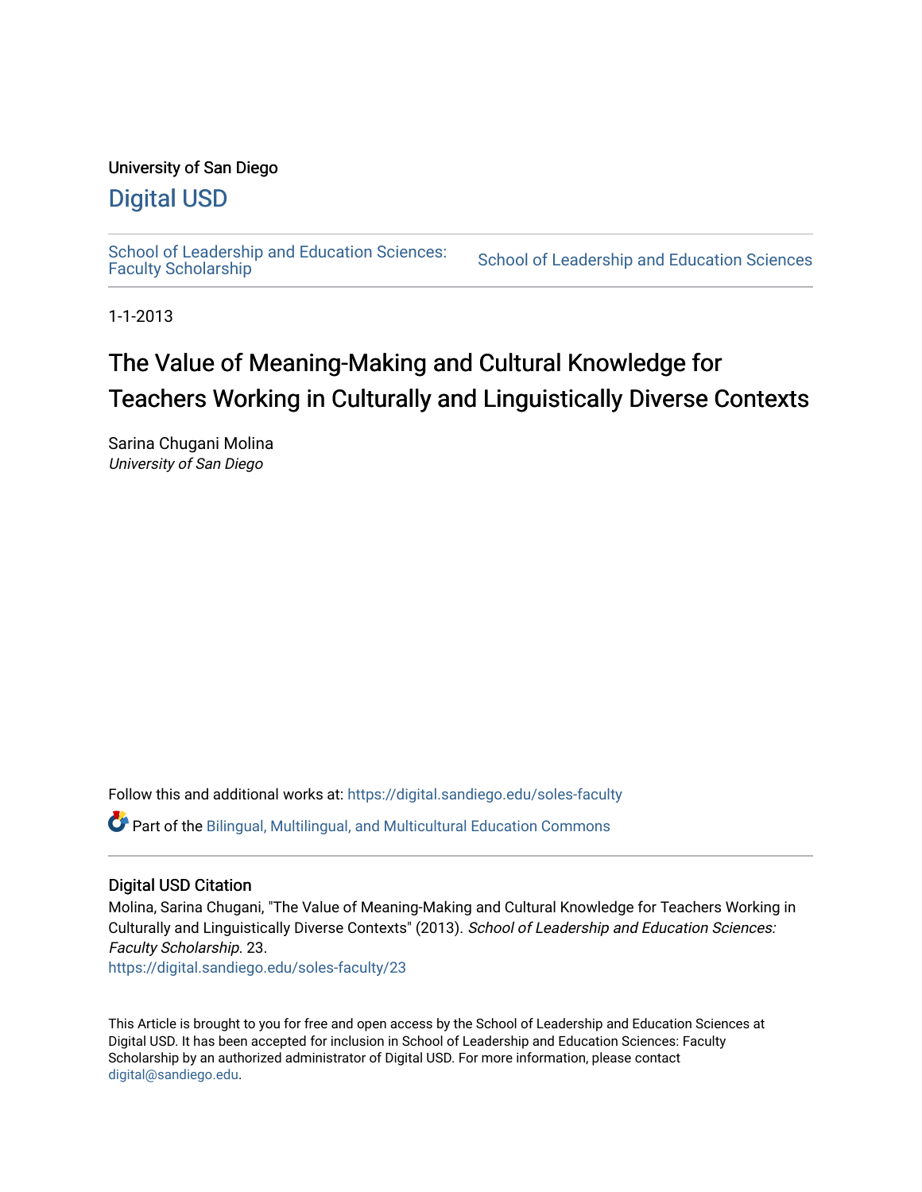University of San Diego

# Digital USD

School of Leadership and Education Sciences: Faculty Scholarship | School of Leadership and Education Sciences

1-1-2013

# The Value of Meaning-Making and Cultural Knowledge for Teachers Working in Culturally and Linguistically Diverse Contexts

Sarina Chugani Molina
*University of San Diego*

Follow this and additional works at: https://digital.sandiego.edu/soles-faculty

Part of the Bilingual, Multilingual, and Multicultural Education Commons

## Digital USD Citation

Molina, Sarina Chugani, "The Value of Meaning-Making and Cultural Knowledge for Teachers Working in Culturally and Linguistically Diverse Contexts" (2013). *School of Leadership and Education Sciences: Faculty Scholarship*. 23.
https://digital.sandiego.edu/soles-faculty/23

This Article is brought to you for free and open access by the School of Leadership and Education Sciences at Digital USD. It has been accepted for inclusion in School of Leadership and Education Sciences: Faculty Scholarship by an authorized administrator of Digital USD. For more information, please contact digital@sandiego.edu.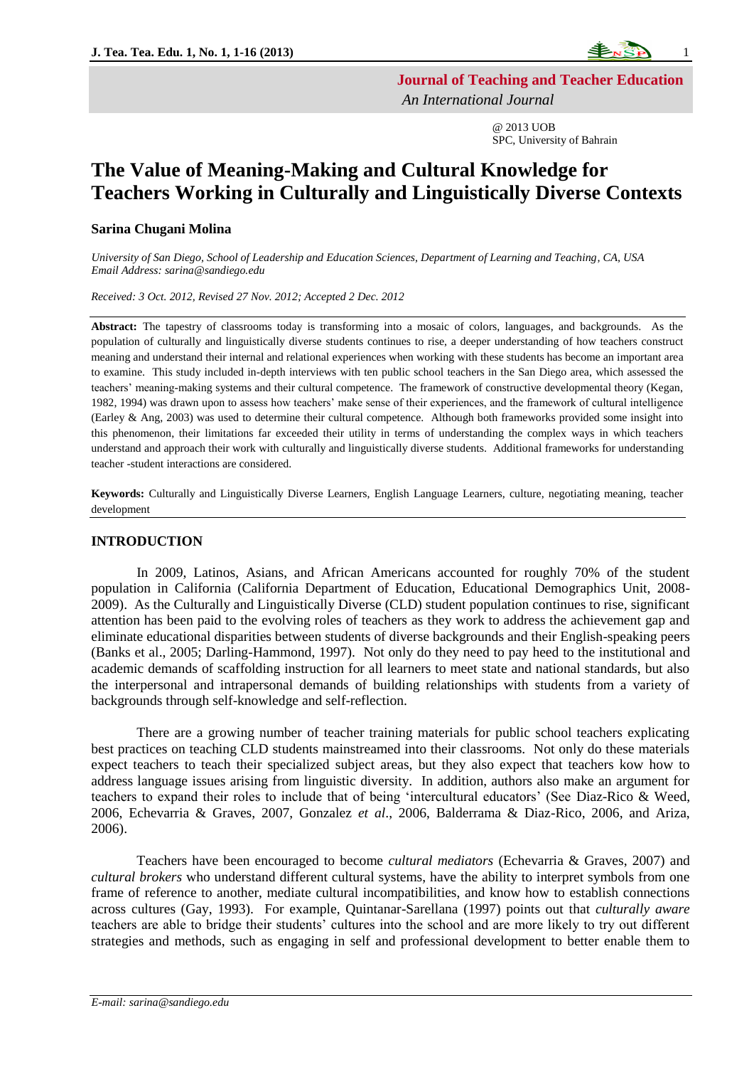**Journal of Teaching and Teacher Education**

*An International Journal*

@ 2013 UOB
SPC, University of Bahrain

# The Value of Meaning-Making and Cultural Knowledge for Teachers Working in Culturally and Linguistically Diverse Contexts

**Sarina Chugani Molina**

*University of San Diego, School of Leadership and Education Sciences, Department of Learning and Teaching, CA, USA*
*Email Address: sarina@sandiego.edu*

*Received: 3 Oct. 2012, Revised 27 Nov. 2012; Accepted 2 Dec. 2012*

**Abstract:** The tapestry of classrooms today is transforming into a mosaic of colors, languages, and backgrounds. As the population of culturally and linguistically diverse students continues to rise, a deeper understanding of how teachers construct meaning and understand their internal and relational experiences when working with these students has become an important area to examine. This study included in-depth interviews with ten public school teachers in the San Diego area, which assessed the teachers' meaning-making systems and their cultural competence. The framework of constructive developmental theory (Kegan, 1982, 1994) was drawn upon to assess how teachers' make sense of their experiences, and the framework of cultural intelligence (Earley & Ang, 2003) was used to determine their cultural competence. Although both frameworks provided some insight into this phenomenon, their limitations far exceeded their utility in terms of understanding the complex ways in which teachers understand and approach their work with culturally and linguistically diverse students. Additional frameworks for understanding teacher -student interactions are considered.

**Keywords:** Culturally and Linguistically Diverse Learners, English Language Learners, culture, negotiating meaning, teacher development

## INTRODUCTION

In 2009, Latinos, Asians, and African Americans accounted for roughly 70% of the student population in California (California Department of Education, Educational Demographics Unit, 2008-2009). As the Culturally and Linguistically Diverse (CLD) student population continues to rise, significant attention has been paid to the evolving roles of teachers as they work to address the achievement gap and eliminate educational disparities between students of diverse backgrounds and their English-speaking peers (Banks et al., 2005; Darling-Hammond, 1997). Not only do they need to pay heed to the institutional and academic demands of scaffolding instruction for all learners to meet state and national standards, but also the interpersonal and intrapersonal demands of building relationships with students from a variety of backgrounds through self-knowledge and self-reflection.

There are a growing number of teacher training materials for public school teachers explicating best practices on teaching CLD students mainstreamed into their classrooms. Not only do these materials expect teachers to teach their specialized subject areas, but they also expect that teachers kow how to address language issues arising from linguistic diversity. In addition, authors also make an argument for teachers to expand their roles to include that of being 'intercultural educators' (See Diaz-Rico & Weed, 2006, Echevarria & Graves, 2007, Gonzalez *et al*., 2006, Balderrama & Diaz-Rico, 2006, and Ariza, 2006).

Teachers have been encouraged to become *cultural mediators* (Echevarria & Graves, 2007) and *cultural brokers* who understand different cultural systems, have the ability to interpret symbols from one frame of reference to another, mediate cultural incompatibilities, and know how to establish connections across cultures (Gay, 1993). For example, Quintanar-Sarellana (1997) points out that *culturally aware* teachers are able to bridge their students' cultures into the school and are more likely to try out different strategies and methods, such as engaging in self and professional development to better enable them to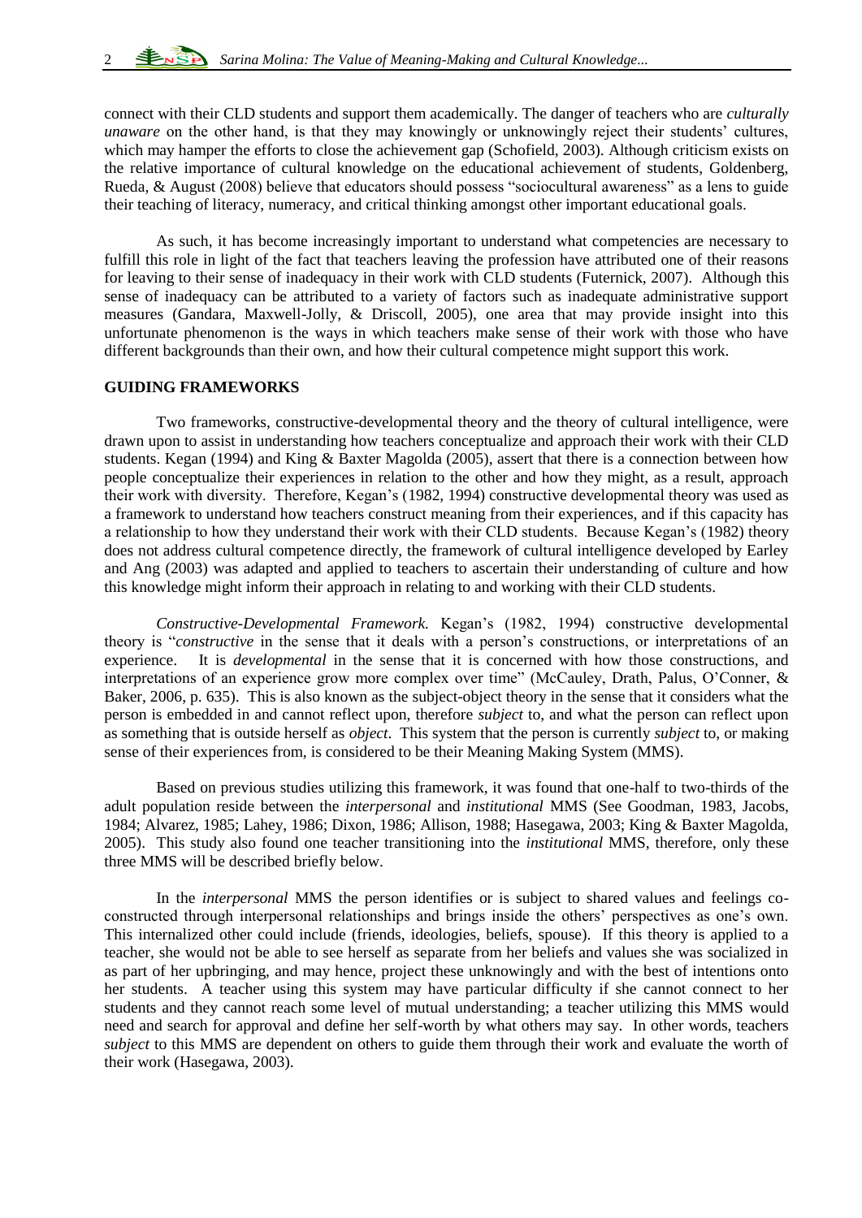connect with their CLD students and support them academically. The danger of teachers who are *culturally unaware* on the other hand, is that they may knowingly or unknowingly reject their students' cultures, which may hamper the efforts to close the achievement gap (Schofield, 2003). Although criticism exists on the relative importance of cultural knowledge on the educational achievement of students, Goldenberg, Rueda, & August (2008) believe that educators should possess "sociocultural awareness" as a lens to guide their teaching of literacy, numeracy, and critical thinking amongst other important educational goals.

As such, it has become increasingly important to understand what competencies are necessary to fulfill this role in light of the fact that teachers leaving the profession have attributed one of their reasons for leaving to their sense of inadequacy in their work with CLD students (Futernick, 2007). Although this sense of inadequacy can be attributed to a variety of factors such as inadequate administrative support measures (Gandara, Maxwell-Jolly, & Driscoll, 2005), one area that may provide insight into this unfortunate phenomenon is the ways in which teachers make sense of their work with those who have different backgrounds than their own, and how their cultural competence might support this work.

## GUIDING FRAMEWORKS

Two frameworks, constructive-developmental theory and the theory of cultural intelligence, were drawn upon to assist in understanding how teachers conceptualize and approach their work with their CLD students. Kegan (1994) and King & Baxter Magolda (2005), assert that there is a connection between how people conceptualize their experiences in relation to the other and how they might, as a result, approach their work with diversity. Therefore, Kegan's (1982, 1994) constructive developmental theory was used as a framework to understand how teachers construct meaning from their experiences, and if this capacity has a relationship to how they understand their work with their CLD students. Because Kegan's (1982) theory does not address cultural competence directly, the framework of cultural intelligence developed by Earley and Ang (2003) was adapted and applied to teachers to ascertain their understanding of culture and how this knowledge might inform their approach in relating to and working with their CLD students.

*Constructive-Developmental Framework.* Kegan's (1982, 1994) constructive developmental theory is "*constructive* in the sense that it deals with a person's constructions, or interpretations of an experience. It is *developmental* in the sense that it is concerned with how those constructions, and interpretations of an experience grow more complex over time" (McCauley, Drath, Palus, O'Conner, & Baker, 2006, p. 635). This is also known as the subject-object theory in the sense that it considers what the person is embedded in and cannot reflect upon, therefore *subject* to, and what the person can reflect upon as something that is outside herself as *object*. This system that the person is currently *subject* to, or making sense of their experiences from, is considered to be their Meaning Making System (MMS).

Based on previous studies utilizing this framework, it was found that one-half to two-thirds of the adult population reside between the *interpersonal* and *institutional* MMS (See Goodman, 1983, Jacobs, 1984; Alvarez, 1985; Lahey, 1986; Dixon, 1986; Allison, 1988; Hasegawa, 2003; King & Baxter Magolda, 2005). This study also found one teacher transitioning into the *institutional* MMS, therefore, only these three MMS will be described briefly below.

In the *interpersonal* MMS the person identifies or is subject to shared values and feelings co-constructed through interpersonal relationships and brings inside the others' perspectives as one's own. This internalized other could include (friends, ideologies, beliefs, spouse). If this theory is applied to a teacher, she would not be able to see herself as separate from her beliefs and values she was socialized in as part of her upbringing, and may hence, project these unknowingly and with the best of intentions onto her students. A teacher using this system may have particular difficulty if she cannot connect to her students and they cannot reach some level of mutual understanding; a teacher utilizing this MMS would need and search for approval and define her self-worth by what others may say. In other words, teachers *subject* to this MMS are dependent on others to guide them through their work and evaluate the worth of their work (Hasegawa, 2003).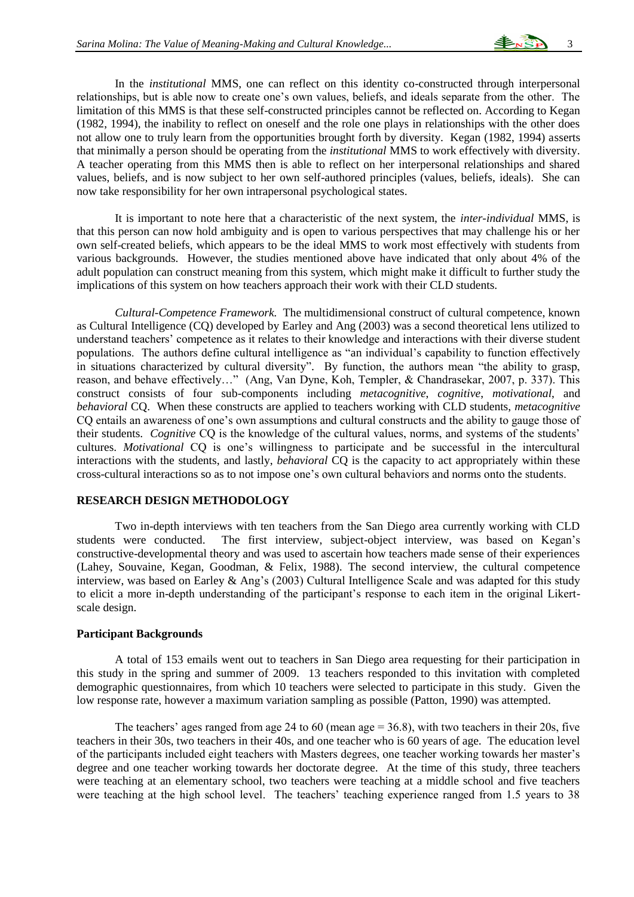In the *institutional* MMS, one can reflect on this identity co-constructed through interpersonal relationships, but is able now to create one's own values, beliefs, and ideals separate from the other. The limitation of this MMS is that these self-constructed principles cannot be reflected on. According to Kegan (1982, 1994), the inability to reflect on oneself and the role one plays in relationships with the other does not allow one to truly learn from the opportunities brought forth by diversity. Kegan (1982, 1994) asserts that minimally a person should be operating from the *institutional* MMS to work effectively with diversity. A teacher operating from this MMS then is able to reflect on her interpersonal relationships and shared values, beliefs, and is now subject to her own self-authored principles (values, beliefs, ideals). She can now take responsibility for her own intrapersonal psychological states.

It is important to note here that a characteristic of the next system, the *inter-individual* MMS, is that this person can now hold ambiguity and is open to various perspectives that may challenge his or her own self-created beliefs, which appears to be the ideal MMS to work most effectively with students from various backgrounds. However, the studies mentioned above have indicated that only about 4% of the adult population can construct meaning from this system, which might make it difficult to further study the implications of this system on how teachers approach their work with their CLD students.

*Cultural-Competence Framework.* The multidimensional construct of cultural competence, known as Cultural Intelligence (CQ) developed by Earley and Ang (2003) was a second theoretical lens utilized to understand teachers' competence as it relates to their knowledge and interactions with their diverse student populations. The authors define cultural intelligence as "an individual's capability to function effectively in situations characterized by cultural diversity". By function, the authors mean "the ability to grasp, reason, and behave effectively…" (Ang, Van Dyne, Koh, Templer, & Chandrasekar, 2007, p. 337). This construct consists of four sub-components including *metacognitive*, *cognitive*, *motivational*, and *behavioral* CQ. When these constructs are applied to teachers working with CLD students, *metacognitive* CQ entails an awareness of one's own assumptions and cultural constructs and the ability to gauge those of their students. *Cognitive* CQ is the knowledge of the cultural values, norms, and systems of the students' cultures. *Motivational* CQ is one's willingness to participate and be successful in the intercultural interactions with the students, and lastly, *behavioral* CQ is the capacity to act appropriately within these cross-cultural interactions so as to not impose one's own cultural behaviors and norms onto the students.

## RESEARCH DESIGN METHODOLOGY

Two in-depth interviews with ten teachers from the San Diego area currently working with CLD students were conducted. The first interview, subject-object interview, was based on Kegan's constructive-developmental theory and was used to ascertain how teachers made sense of their experiences (Lahey, Souvaine, Kegan, Goodman, & Felix, 1988). The second interview, the cultural competence interview, was based on Earley & Ang's (2003) Cultural Intelligence Scale and was adapted for this study to elicit a more in-depth understanding of the participant's response to each item in the original Likert-scale design.

### Participant Backgrounds

A total of 153 emails went out to teachers in San Diego area requesting for their participation in this study in the spring and summer of 2009. 13 teachers responded to this invitation with completed demographic questionnaires, from which 10 teachers were selected to participate in this study. Given the low response rate, however a maximum variation sampling as possible (Patton, 1990) was attempted.

The teachers' ages ranged from age 24 to 60 (mean age = 36.8), with two teachers in their 20s, five teachers in their 30s, two teachers in their 40s, and one teacher who is 60 years of age. The education level of the participants included eight teachers with Masters degrees, one teacher working towards her master's degree and one teacher working towards her doctorate degree. At the time of this study, three teachers were teaching at an elementary school, two teachers were teaching at a middle school and five teachers were teaching at the high school level. The teachers' teaching experience ranged from 1.5 years to 38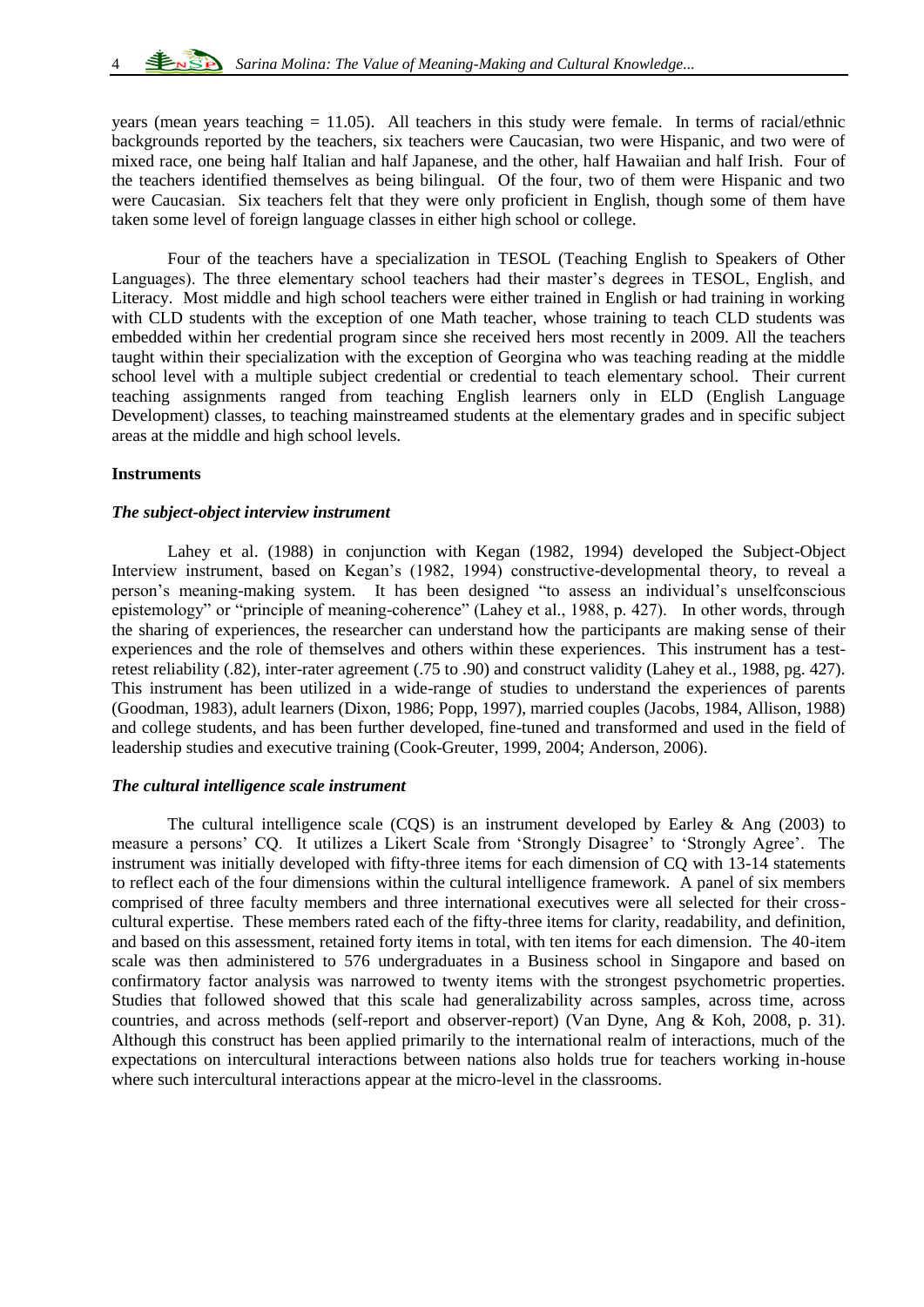years (mean years teaching = 11.05). All teachers in this study were female. In terms of racial/ethnic backgrounds reported by the teachers, six teachers were Caucasian, two were Hispanic, and two were of mixed race, one being half Italian and half Japanese, and the other, half Hawaiian and half Irish. Four of the teachers identified themselves as being bilingual. Of the four, two of them were Hispanic and two were Caucasian. Six teachers felt that they were only proficient in English, though some of them have taken some level of foreign language classes in either high school or college.

Four of the teachers have a specialization in TESOL (Teaching English to Speakers of Other Languages). The three elementary school teachers had their master's degrees in TESOL, English, and Literacy. Most middle and high school teachers were either trained in English or had training in working with CLD students with the exception of one Math teacher, whose training to teach CLD students was embedded within her credential program since she received hers most recently in 2009. All the teachers taught within their specialization with the exception of Georgina who was teaching reading at the middle school level with a multiple subject credential or credential to teach elementary school. Their current teaching assignments ranged from teaching English learners only in ELD (English Language Development) classes, to teaching mainstreamed students at the elementary grades and in specific subject areas at the middle and high school levels.

**Instruments**

***The subject-object interview instrument***

Lahey et al. (1988) in conjunction with Kegan (1982, 1994) developed the Subject-Object Interview instrument, based on Kegan's (1982, 1994) constructive-developmental theory, to reveal a person's meaning-making system. It has been designed "to assess an individual's unselfconscious epistemology" or "principle of meaning-coherence" (Lahey et al., 1988, p. 427). In other words, through the sharing of experiences, the researcher can understand how the participants are making sense of their experiences and the role of themselves and others within these experiences. This instrument has a test-retest reliability (.82), inter-rater agreement (.75 to .90) and construct validity (Lahey et al., 1988, pg. 427). This instrument has been utilized in a wide-range of studies to understand the experiences of parents (Goodman, 1983), adult learners (Dixon, 1986; Popp, 1997), married couples (Jacobs, 1984, Allison, 1988) and college students, and has been further developed, fine-tuned and transformed and used in the field of leadership studies and executive training (Cook-Greuter, 1999, 2004; Anderson, 2006).

***The cultural intelligence scale instrument***

The cultural intelligence scale (CQS) is an instrument developed by Earley & Ang (2003) to measure a persons' CQ. It utilizes a Likert Scale from 'Strongly Disagree' to 'Strongly Agree'. The instrument was initially developed with fifty-three items for each dimension of CQ with 13-14 statements to reflect each of the four dimensions within the cultural intelligence framework. A panel of six members comprised of three faculty members and three international executives were all selected for their cross-cultural expertise. These members rated each of the fifty-three items for clarity, readability, and definition, and based on this assessment, retained forty items in total, with ten items for each dimension. The 40-item scale was then administered to 576 undergraduates in a Business school in Singapore and based on confirmatory factor analysis was narrowed to twenty items with the strongest psychometric properties. Studies that followed showed that this scale had generalizability across samples, across time, across countries, and across methods (self-report and observer-report) (Van Dyne, Ang & Koh, 2008, p. 31). Although this construct has been applied primarily to the international realm of interactions, much of the expectations on intercultural interactions between nations also holds true for teachers working in-house where such intercultural interactions appear at the micro-level in the classrooms.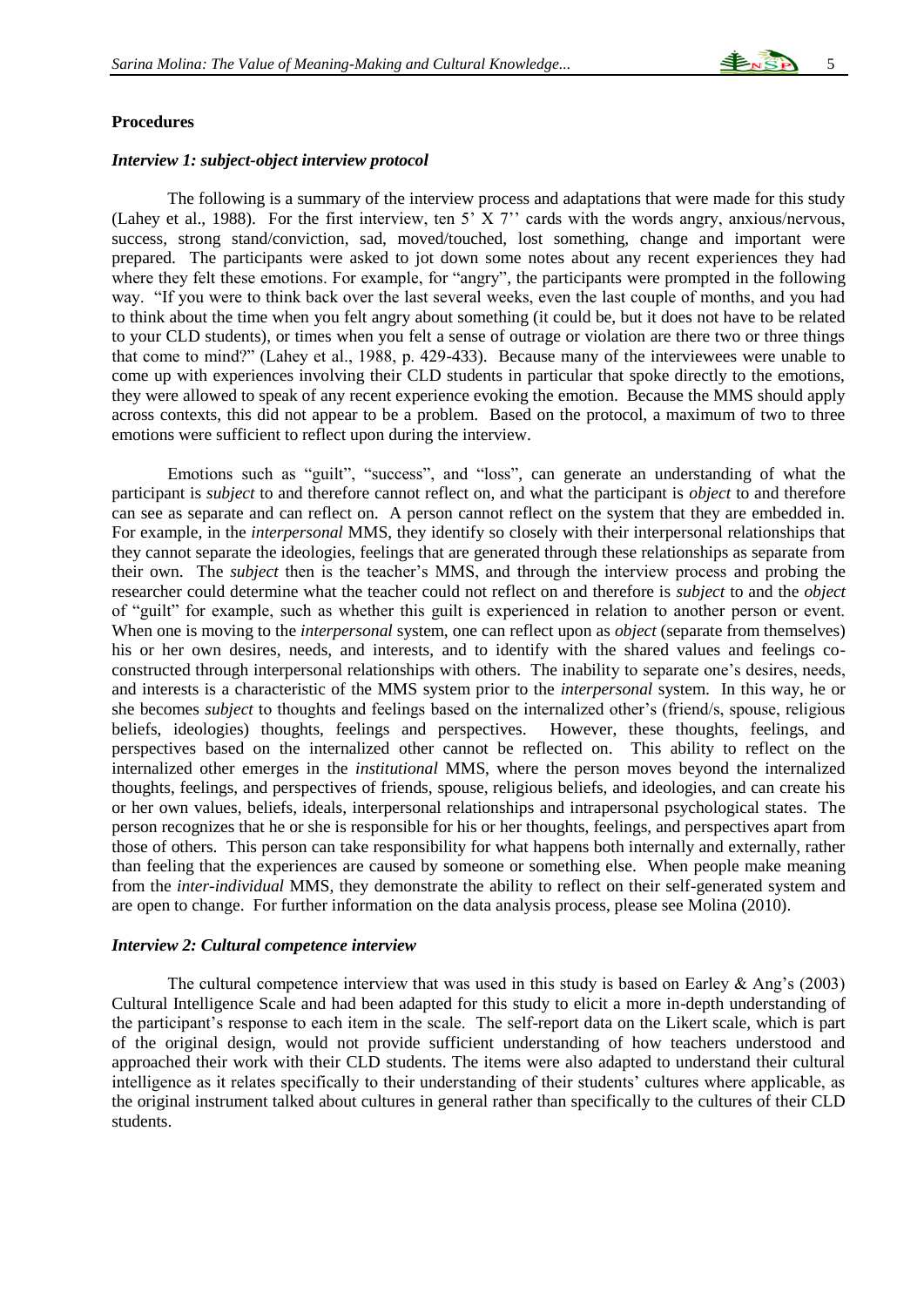**Procedures**

***Interview 1: subject-object interview protocol***

The following is a summary of the interview process and adaptations that were made for this study (Lahey et al., 1988). For the first interview, ten 5' X 7'' cards with the words angry, anxious/nervous, success, strong stand/conviction, sad, moved/touched, lost something, change and important were prepared. The participants were asked to jot down some notes about any recent experiences they had where they felt these emotions. For example, for "angry", the participants were prompted in the following way. "If you were to think back over the last several weeks, even the last couple of months, and you had to think about the time when you felt angry about something (it could be, but it does not have to be related to your CLD students), or times when you felt a sense of outrage or violation are there two or three things that come to mind?" (Lahey et al., 1988, p. 429-433). Because many of the interviewees were unable to come up with experiences involving their CLD students in particular that spoke directly to the emotions, they were allowed to speak of any recent experience evoking the emotion. Because the MMS should apply across contexts, this did not appear to be a problem. Based on the protocol, a maximum of two to three emotions were sufficient to reflect upon during the interview.

Emotions such as "guilt", "success", and "loss", can generate an understanding of what the participant is *subject* to and therefore cannot reflect on, and what the participant is *object* to and therefore can see as separate and can reflect on. A person cannot reflect on the system that they are embedded in. For example, in the *interpersonal* MMS, they identify so closely with their interpersonal relationships that they cannot separate the ideologies, feelings that are generated through these relationships as separate from their own. The *subject* then is the teacher's MMS, and through the interview process and probing the researcher could determine what the teacher could not reflect on and therefore is *subject* to and the *object* of "guilt" for example, such as whether this guilt is experienced in relation to another person or event. When one is moving to the *interpersonal* system, one can reflect upon as *object* (separate from themselves) his or her own desires, needs, and interests, and to identify with the shared values and feelings co-constructed through interpersonal relationships with others. The inability to separate one's desires, needs, and interests is a characteristic of the MMS system prior to the *interpersonal* system. In this way, he or she becomes *subject* to thoughts and feelings based on the internalized other's (friend/s, spouse, religious beliefs, ideologies) thoughts, feelings and perspectives. However, these thoughts, feelings, and perspectives based on the internalized other cannot be reflected on. This ability to reflect on the internalized other emerges in the *institutional* MMS, where the person moves beyond the internalized thoughts, feelings, and perspectives of friends, spouse, religious beliefs, and ideologies, and can create his or her own values, beliefs, ideals, interpersonal relationships and intrapersonal psychological states. The person recognizes that he or she is responsible for his or her thoughts, feelings, and perspectives apart from those of others. This person can take responsibility for what happens both internally and externally, rather than feeling that the experiences are caused by someone or something else. When people make meaning from the *inter-individual* MMS, they demonstrate the ability to reflect on their self-generated system and are open to change. For further information on the data analysis process, please see Molina (2010).

***Interview 2: Cultural competence interview***

The cultural competence interview that was used in this study is based on Earley & Ang's (2003) Cultural Intelligence Scale and had been adapted for this study to elicit a more in-depth understanding of the participant's response to each item in the scale. The self-report data on the Likert scale, which is part of the original design, would not provide sufficient understanding of how teachers understood and approached their work with their CLD students. The items were also adapted to understand their cultural intelligence as it relates specifically to their understanding of their students' cultures where applicable, as the original instrument talked about cultures in general rather than specifically to the cultures of their CLD students.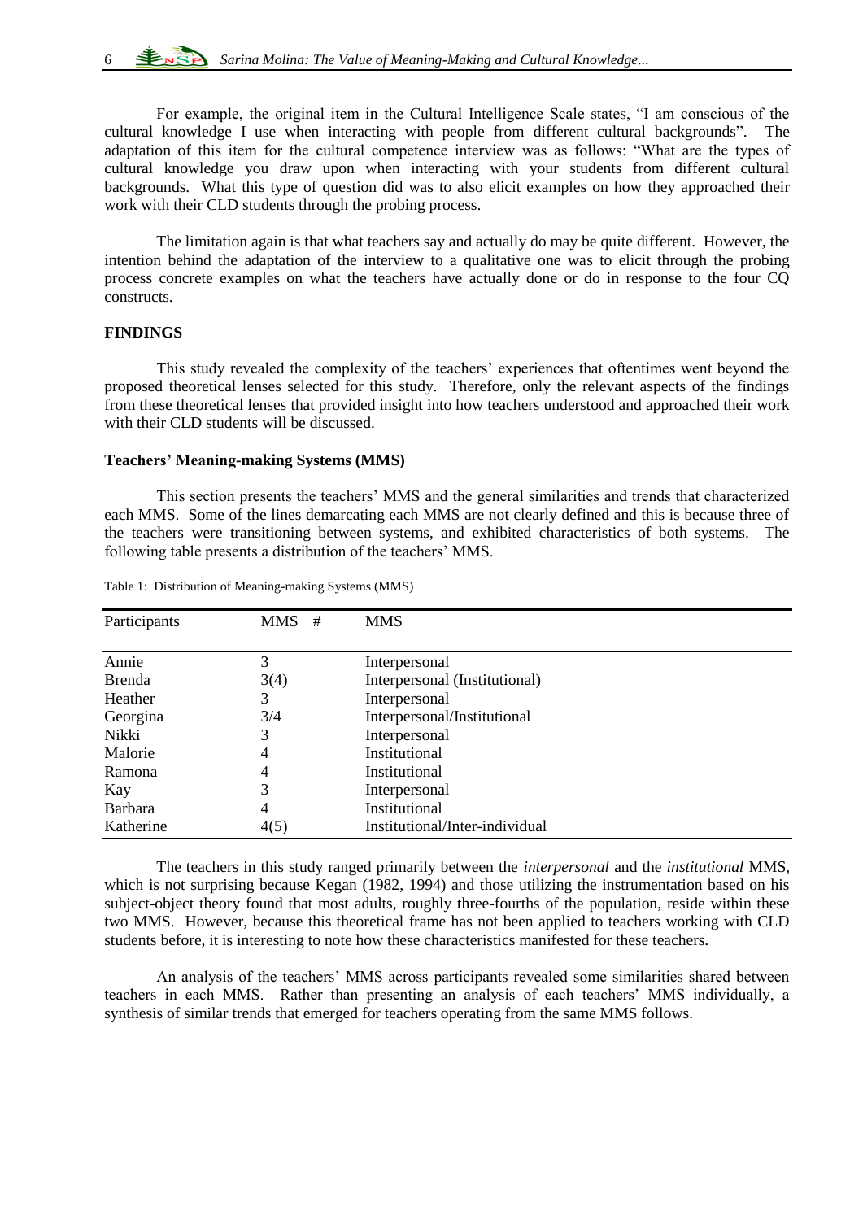For example, the original item in the Cultural Intelligence Scale states, "I am conscious of the cultural knowledge I use when interacting with people from different cultural backgrounds". The adaptation of this item for the cultural competence interview was as follows: "What are the types of cultural knowledge you draw upon when interacting with your students from different cultural backgrounds. What this type of question did was to also elicit examples on how they approached their work with their CLD students through the probing process.

The limitation again is that what teachers say and actually do may be quite different. However, the intention behind the adaptation of the interview to a qualitative one was to elicit through the probing process concrete examples on what the teachers have actually done or do in response to the four CQ constructs.

## FINDINGS

This study revealed the complexity of the teachers' experiences that oftentimes went beyond the proposed theoretical lenses selected for this study. Therefore, only the relevant aspects of the findings from these theoretical lenses that provided insight into how teachers understood and approached their work with their CLD students will be discussed.

### Teachers' Meaning-making Systems (MMS)

This section presents the teachers' MMS and the general similarities and trends that characterized each MMS. Some of the lines demarcating each MMS are not clearly defined and this is because three of the teachers were transitioning between systems, and exhibited characteristics of both systems. The following table presents a distribution of the teachers' MMS.

Table 1: Distribution of Meaning-making Systems (MMS)

| Participants | MMS # | MMS |
|---|---|---|
| Annie | 3 | Interpersonal |
| Brenda | 3(4) | Interpersonal (Institutional) |
| Heather | 3 | Interpersonal |
| Georgina | 3/4 | Interpersonal/Institutional |
| Nikki | 3 | Interpersonal |
| Malorie | 4 | Institutional |
| Ramona | 4 | Institutional |
| Kay | 3 | Interpersonal |
| Barbara | 4 | Institutional |
| Katherine | 4(5) | Institutional/Inter-individual |

The teachers in this study ranged primarily between the *interpersonal* and the *institutional* MMS, which is not surprising because Kegan (1982, 1994) and those utilizing the instrumentation based on his subject-object theory found that most adults, roughly three-fourths of the population, reside within these two MMS. However, because this theoretical frame has not been applied to teachers working with CLD students before, it is interesting to note how these characteristics manifested for these teachers.

An analysis of the teachers' MMS across participants revealed some similarities shared between teachers in each MMS. Rather than presenting an analysis of each teachers' MMS individually, a synthesis of similar trends that emerged for teachers operating from the same MMS follows.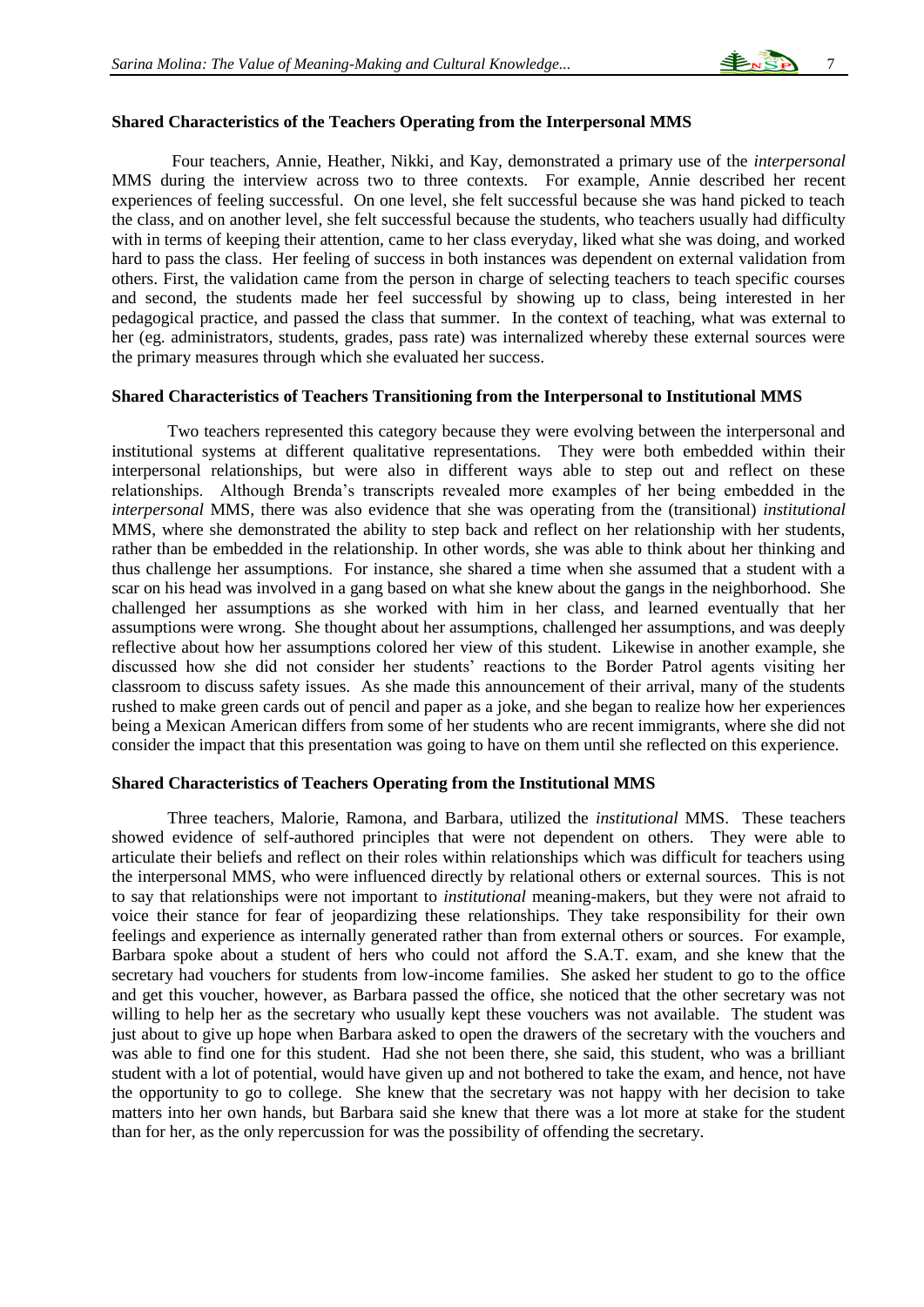### Shared Characteristics of the Teachers Operating from the Interpersonal MMS

Four teachers, Annie, Heather, Nikki, and Kay, demonstrated a primary use of the *interpersonal* MMS during the interview across two to three contexts. For example, Annie described her recent experiences of feeling successful. On one level, she felt successful because she was hand picked to teach the class, and on another level, she felt successful because the students, who teachers usually had difficulty with in terms of keeping their attention, came to her class everyday, liked what she was doing, and worked hard to pass the class. Her feeling of success in both instances was dependent on external validation from others. First, the validation came from the person in charge of selecting teachers to teach specific courses and second, the students made her feel successful by showing up to class, being interested in her pedagogical practice, and passed the class that summer. In the context of teaching, what was external to her (eg. administrators, students, grades, pass rate) was internalized whereby these external sources were the primary measures through which she evaluated her success.

### Shared Characteristics of Teachers Transitioning from the Interpersonal to Institutional MMS

Two teachers represented this category because they were evolving between the interpersonal and institutional systems at different qualitative representations. They were both embedded within their interpersonal relationships, but were also in different ways able to step out and reflect on these relationships. Although Brenda's transcripts revealed more examples of her being embedded in the *interpersonal* MMS, there was also evidence that she was operating from the (transitional) *institutional* MMS, where she demonstrated the ability to step back and reflect on her relationship with her students, rather than be embedded in the relationship. In other words, she was able to think about her thinking and thus challenge her assumptions. For instance, she shared a time when she assumed that a student with a scar on his head was involved in a gang based on what she knew about the gangs in the neighborhood. She challenged her assumptions as she worked with him in her class, and learned eventually that her assumptions were wrong. She thought about her assumptions, challenged her assumptions, and was deeply reflective about how her assumptions colored her view of this student. Likewise in another example, she discussed how she did not consider her students' reactions to the Border Patrol agents visiting her classroom to discuss safety issues. As she made this announcement of their arrival, many of the students rushed to make green cards out of pencil and paper as a joke, and she began to realize how her experiences being a Mexican American differs from some of her students who are recent immigrants, where she did not consider the impact that this presentation was going to have on them until she reflected on this experience.

### Shared Characteristics of Teachers Operating from the Institutional MMS

Three teachers, Malorie, Ramona, and Barbara, utilized the *institutional* MMS. These teachers showed evidence of self-authored principles that were not dependent on others. They were able to articulate their beliefs and reflect on their roles within relationships which was difficult for teachers using the interpersonal MMS, who were influenced directly by relational others or external sources. This is not to say that relationships were not important to *institutional* meaning-makers, but they were not afraid to voice their stance for fear of jeopardizing these relationships. They take responsibility for their own feelings and experience as internally generated rather than from external others or sources. For example, Barbara spoke about a student of hers who could not afford the S.A.T. exam, and she knew that the secretary had vouchers for students from low-income families. She asked her student to go to the office and get this voucher, however, as Barbara passed the office, she noticed that the other secretary was not willing to help her as the secretary who usually kept these vouchers was not available. The student was just about to give up hope when Barbara asked to open the drawers of the secretary with the vouchers and was able to find one for this student. Had she not been there, she said, this student, who was a brilliant student with a lot of potential, would have given up and not bothered to take the exam, and hence, not have the opportunity to go to college. She knew that the secretary was not happy with her decision to take matters into her own hands, but Barbara said she knew that there was a lot more at stake for the student than for her, as the only repercussion for was the possibility of offending the secretary.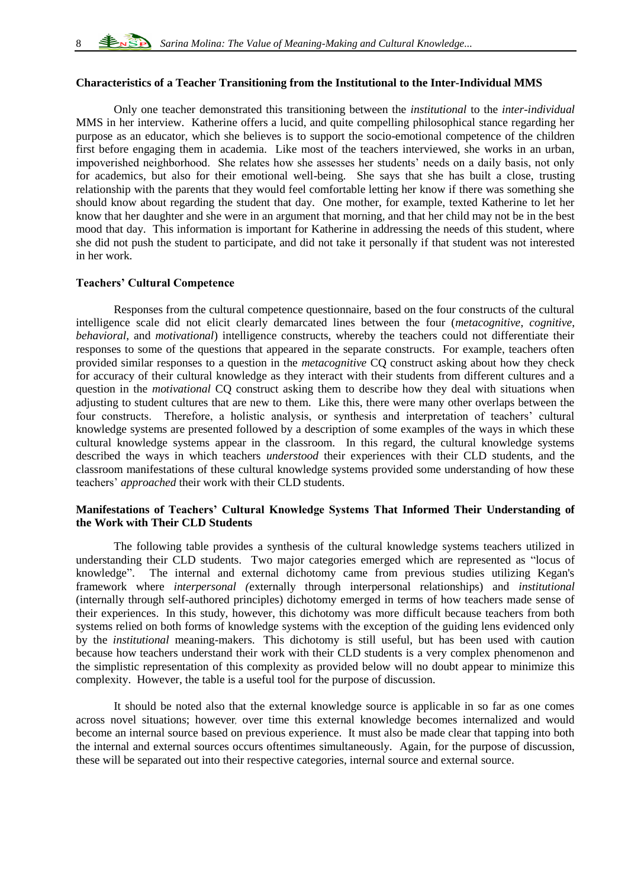**Characteristics of a Teacher Transitioning from the Institutional to the Inter-Individual MMS**

Only one teacher demonstrated this transitioning between the *institutional* to the *inter-individual* MMS in her interview. Katherine offers a lucid, and quite compelling philosophical stance regarding her purpose as an educator, which she believes is to support the socio-emotional competence of the children first before engaging them in academia. Like most of the teachers interviewed, she works in an urban, impoverished neighborhood. She relates how she assesses her students' needs on a daily basis, not only for academics, but also for their emotional well-being. She says that she has built a close, trusting relationship with the parents that they would feel comfortable letting her know if there was something she should know about regarding the student that day. One mother, for example, texted Katherine to let her know that her daughter and she were in an argument that morning, and that her child may not be in the best mood that day. This information is important for Katherine in addressing the needs of this student, where she did not push the student to participate, and did not take it personally if that student was not interested in her work.

**Teachers' Cultural Competence**

Responses from the cultural competence questionnaire, based on the four constructs of the cultural intelligence scale did not elicit clearly demarcated lines between the four (*metacognitive*, *cognitive*, *behavioral*, and *motivational*) intelligence constructs, whereby the teachers could not differentiate their responses to some of the questions that appeared in the separate constructs. For example, teachers often provided similar responses to a question in the *metacognitive* CQ construct asking about how they check for accuracy of their cultural knowledge as they interact with their students from different cultures and a question in the *motivational* CQ construct asking them to describe how they deal with situations when adjusting to student cultures that are new to them. Like this, there were many other overlaps between the four constructs. Therefore, a holistic analysis, or synthesis and interpretation of teachers' cultural knowledge systems are presented followed by a description of some examples of the ways in which these cultural knowledge systems appear in the classroom. In this regard, the cultural knowledge systems described the ways in which teachers *understood* their experiences with their CLD students, and the classroom manifestations of these cultural knowledge systems provided some understanding of how these teachers' *approached* their work with their CLD students.

**Manifestations of Teachers' Cultural Knowledge Systems That Informed Their Understanding of the Work with Their CLD Students**

The following table provides a synthesis of the cultural knowledge systems teachers utilized in understanding their CLD students. Two major categories emerged which are represented as "locus of knowledge". The internal and external dichotomy came from previous studies utilizing Kegan's framework where *interpersonal (*externally through interpersonal relationships) and *institutional* (internally through self-authored principles) dichotomy emerged in terms of how teachers made sense of their experiences. In this study, however, this dichotomy was more difficult because teachers from both systems relied on both forms of knowledge systems with the exception of the guiding lens evidenced only by the *institutional* meaning-makers. This dichotomy is still useful, but has been used with caution because how teachers understand their work with their CLD students is a very complex phenomenon and the simplistic representation of this complexity as provided below will no doubt appear to minimize this complexity. However, the table is a useful tool for the purpose of discussion.

It should be noted also that the external knowledge source is applicable in so far as one comes across novel situations; however, over time this external knowledge becomes internalized and would become an internal source based on previous experience. It must also be made clear that tapping into both the internal and external sources occurs oftentimes simultaneously. Again, for the purpose of discussion, these will be separated out into their respective categories, internal source and external source.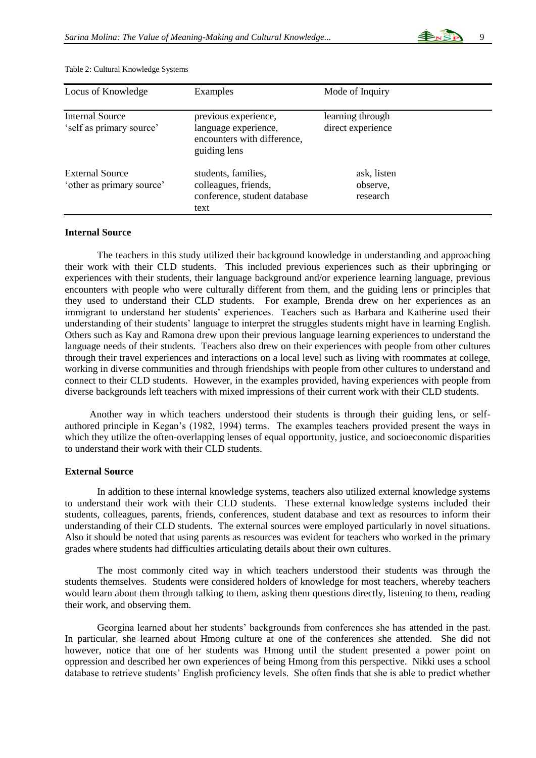Table 2: Cultural Knowledge Systems

| Locus of Knowledge | Examples | Mode of Inquiry |
|---|---|---|
| Internal Source 'self as primary source' | previous experience, language experience, encounters with difference, guiding lens | learning through direct experience |
| External Source 'other as primary source' | students, families, colleagues, friends, conference, student database text | ask, listen observe, research |

### Internal Source

The teachers in this study utilized their background knowledge in understanding and approaching their work with their CLD students. This included previous experiences such as their upbringing or experiences with their students, their language background and/or experience learning language, previous encounters with people who were culturally different from them, and the guiding lens or principles that they used to understand their CLD students. For example, Brenda drew on her experiences as an immigrant to understand her students' experiences. Teachers such as Barbara and Katherine used their understanding of their students' language to interpret the struggles students might have in learning English. Others such as Kay and Ramona drew upon their previous language learning experiences to understand the language needs of their students. Teachers also drew on their experiences with people from other cultures through their travel experiences and interactions on a local level such as living with roommates at college, working in diverse communities and through friendships with people from other cultures to understand and connect to their CLD students. However, in the examples provided, having experiences with people from diverse backgrounds left teachers with mixed impressions of their current work with their CLD students.

Another way in which teachers understood their students is through their guiding lens, or self-authored principle in Kegan's (1982, 1994) terms. The examples teachers provided present the ways in which they utilize the often-overlapping lenses of equal opportunity, justice, and socioeconomic disparities to understand their work with their CLD students.

### External Source

In addition to these internal knowledge systems, teachers also utilized external knowledge systems to understand their work with their CLD students. These external knowledge systems included their students, colleagues, parents, friends, conferences, student database and text as resources to inform their understanding of their CLD students. The external sources were employed particularly in novel situations. Also it should be noted that using parents as resources was evident for teachers who worked in the primary grades where students had difficulties articulating details about their own cultures.

The most commonly cited way in which teachers understood their students was through the students themselves. Students were considered holders of knowledge for most teachers, whereby teachers would learn about them through talking to them, asking them questions directly, listening to them, reading their work, and observing them.

Georgina learned about her students' backgrounds from conferences she has attended in the past. In particular, she learned about Hmong culture at one of the conferences she attended. She did not however, notice that one of her students was Hmong until the student presented a power point on oppression and described her own experiences of being Hmong from this perspective. Nikki uses a school database to retrieve students' English proficiency levels. She often finds that she is able to predict whether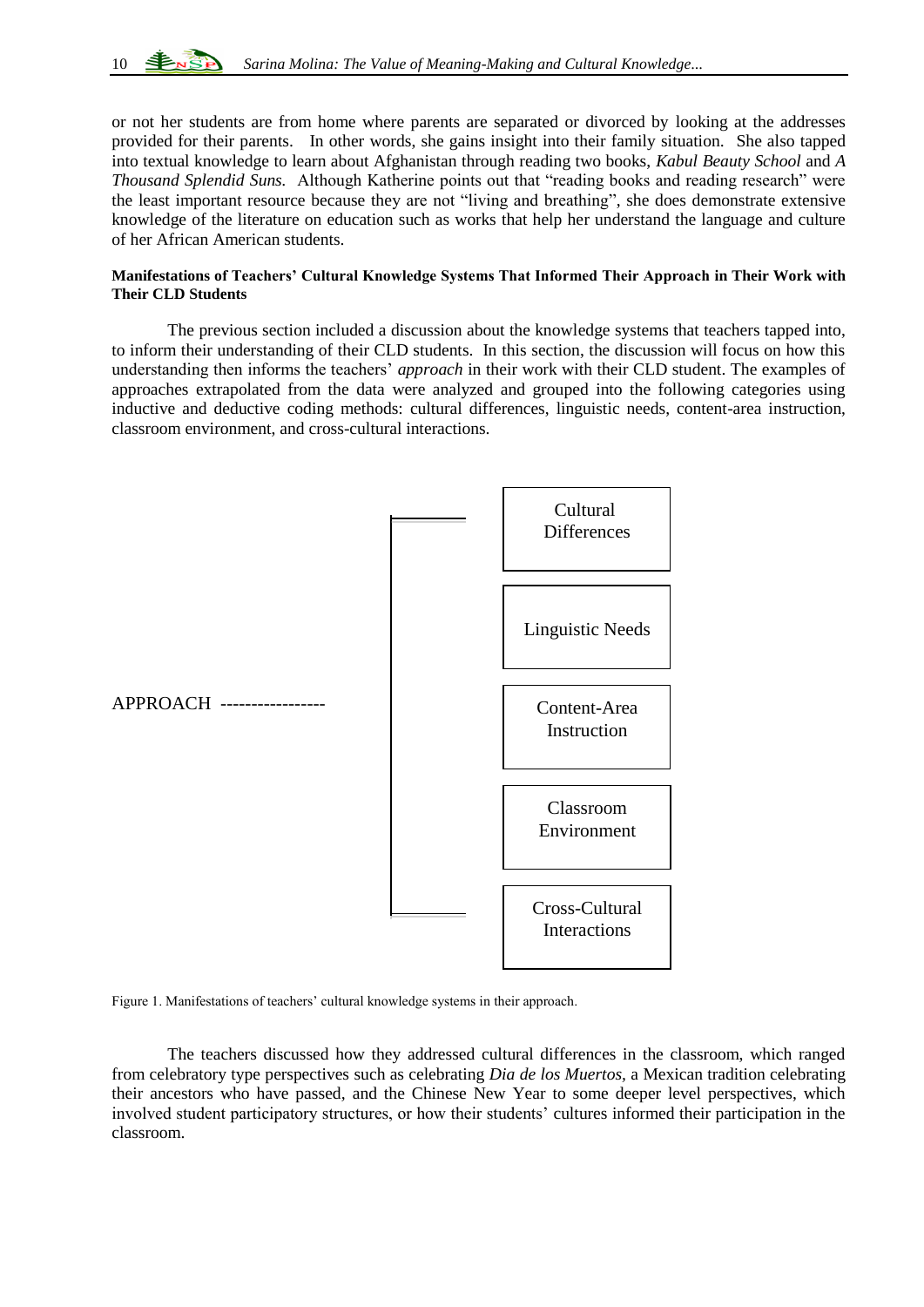or not her students are from home where parents are separated or divorced by looking at the addresses provided for their parents. In other words, she gains insight into their family situation. She also tapped into textual knowledge to learn about Afghanistan through reading two books, *Kabul Beauty School* and *A Thousand Splendid Suns.* Although Katherine points out that "reading books and reading research" were the least important resource because they are not "living and breathing", she does demonstrate extensive knowledge of the literature on education such as works that help her understand the language and culture of her African American students.

#### Manifestations of Teachers' Cultural Knowledge Systems That Informed Their Approach in Their Work with Their CLD Students

The previous section included a discussion about the knowledge systems that teachers tapped into, to inform their understanding of their CLD students. In this section, the discussion will focus on how this understanding then informs the teachers' *approach* in their work with their CLD student. The examples of approaches extrapolated from the data were analyzed and grouped into the following categories using inductive and deductive coding methods: cultural differences, linguistic needs, content-area instruction, classroom environment, and cross-cultural interactions.

APPROACH -----------------

- Cultural Differences
- Linguistic Needs
- Content-Area Instruction
- Classroom Environment
- Cross-Cultural Interactions

Figure 1. Manifestations of teachers' cultural knowledge systems in their approach.

The teachers discussed how they addressed cultural differences in the classroom, which ranged from celebratory type perspectives such as celebrating *Dia de los Muertos,* a Mexican tradition celebrating their ancestors who have passed, and the Chinese New Year to some deeper level perspectives, which involved student participatory structures, or how their students' cultures informed their participation in the classroom.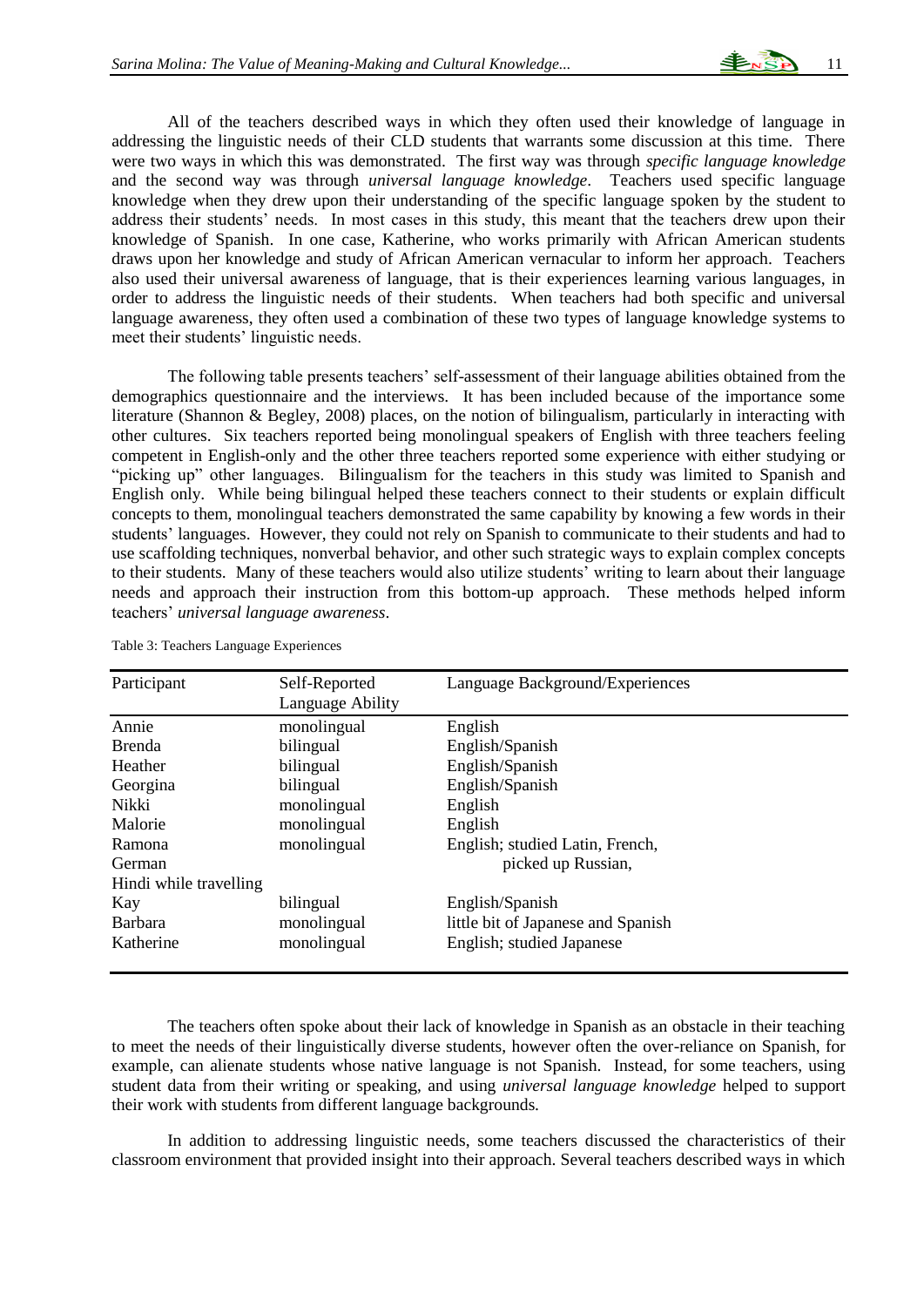All of the teachers described ways in which they often used their knowledge of language in addressing the linguistic needs of their CLD students that warrants some discussion at this time. There were two ways in which this was demonstrated. The first way was through *specific language knowledge* and the second way was through *universal language knowledge*. Teachers used specific language knowledge when they drew upon their understanding of the specific language spoken by the student to address their students' needs. In most cases in this study, this meant that the teachers drew upon their knowledge of Spanish. In one case, Katherine, who works primarily with African American students draws upon her knowledge and study of African American vernacular to inform her approach. Teachers also used their universal awareness of language, that is their experiences learning various languages, in order to address the linguistic needs of their students. When teachers had both specific and universal language awareness, they often used a combination of these two types of language knowledge systems to meet their students' linguistic needs.

The following table presents teachers' self-assessment of their language abilities obtained from the demographics questionnaire and the interviews. It has been included because of the importance some literature (Shannon & Begley, 2008) places, on the notion of bilingualism, particularly in interacting with other cultures. Six teachers reported being monolingual speakers of English with three teachers feeling competent in English-only and the other three teachers reported some experience with either studying or "picking up" other languages. Bilingualism for the teachers in this study was limited to Spanish and English only. While being bilingual helped these teachers connect to their students or explain difficult concepts to them, monolingual teachers demonstrated the same capability by knowing a few words in their students' languages. However, they could not rely on Spanish to communicate to their students and had to use scaffolding techniques, nonverbal behavior, and other such strategic ways to explain complex concepts to their students. Many of these teachers would also utilize students' writing to learn about their language needs and approach their instruction from this bottom-up approach. These methods helped inform teachers' *universal language awareness*.

Table 3: Teachers Language Experiences

| Participant | Self-Reported Language Ability | Language Background/Experiences |
|---|---|---|
| Annie | monolingual | English |
| Brenda | bilingual | English/Spanish |
| Heather | bilingual | English/Spanish |
| Georgina | bilingual | English/Spanish |
| Nikki | monolingual | English |
| Malorie | monolingual | English |
| Ramona | monolingual | English; studied Latin, French, German picked up Russian, Hindi while travelling |
| Kay | bilingual | English/Spanish |
| Barbara | monolingual | little bit of Japanese and Spanish |
| Katherine | monolingual | English; studied Japanese |

The teachers often spoke about their lack of knowledge in Spanish as an obstacle in their teaching to meet the needs of their linguistically diverse students, however often the over-reliance on Spanish, for example, can alienate students whose native language is not Spanish. Instead, for some teachers, using student data from their writing or speaking, and using *universal language knowledge* helped to support their work with students from different language backgrounds.

In addition to addressing linguistic needs, some teachers discussed the characteristics of their classroom environment that provided insight into their approach. Several teachers described ways in which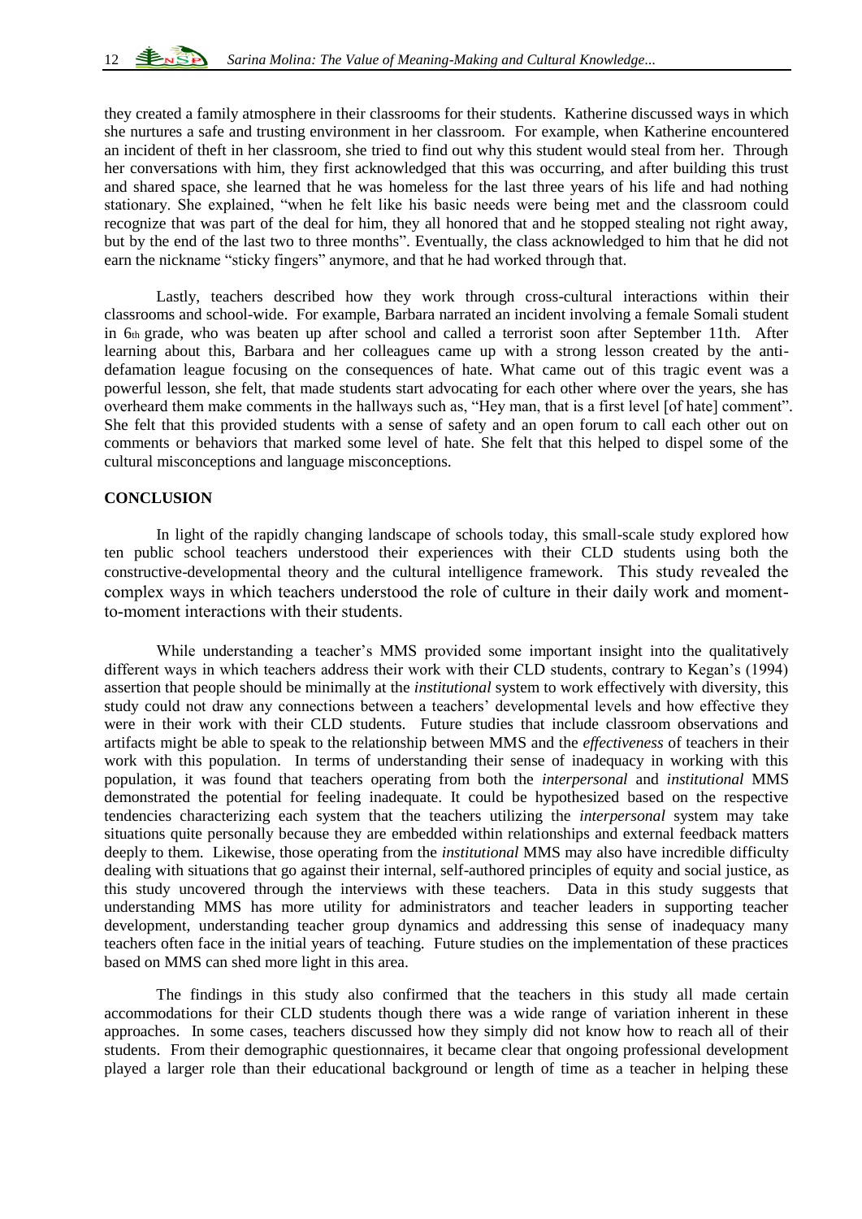they created a family atmosphere in their classrooms for their students. Katherine discussed ways in which she nurtures a safe and trusting environment in her classroom. For example, when Katherine encountered an incident of theft in her classroom, she tried to find out why this student would steal from her. Through her conversations with him, they first acknowledged that this was occurring, and after building this trust and shared space, she learned that he was homeless for the last three years of his life and had nothing stationary. She explained, "when he felt like his basic needs were being met and the classroom could recognize that was part of the deal for him, they all honored that and he stopped stealing not right away, but by the end of the last two to three months". Eventually, the class acknowledged to him that he did not earn the nickname "sticky fingers" anymore, and that he had worked through that.

Lastly, teachers described how they work through cross-cultural interactions within their classrooms and school-wide. For example, Barbara narrated an incident involving a female Somali student in 6th grade, who was beaten up after school and called a terrorist soon after September 11th. After learning about this, Barbara and her colleagues came up with a strong lesson created by the anti-defamation league focusing on the consequences of hate. What came out of this tragic event was a powerful lesson, she felt, that made students start advocating for each other where over the years, she has overheard them make comments in the hallways such as, "Hey man, that is a first level [of hate] comment". She felt that this provided students with a sense of safety and an open forum to call each other out on comments or behaviors that marked some level of hate. She felt that this helped to dispel some of the cultural misconceptions and language misconceptions.

## CONCLUSION

In light of the rapidly changing landscape of schools today, this small-scale study explored how ten public school teachers understood their experiences with their CLD students using both the constructive-developmental theory and the cultural intelligence framework. This study revealed the complex ways in which teachers understood the role of culture in their daily work and moment-to-moment interactions with their students.

While understanding a teacher's MMS provided some important insight into the qualitatively different ways in which teachers address their work with their CLD students, contrary to Kegan's (1994) assertion that people should be minimally at the *institutional* system to work effectively with diversity, this study could not draw any connections between a teachers' developmental levels and how effective they were in their work with their CLD students. Future studies that include classroom observations and artifacts might be able to speak to the relationship between MMS and the *effectiveness* of teachers in their work with this population. In terms of understanding their sense of inadequacy in working with this population, it was found that teachers operating from both the *interpersonal* and *institutional* MMS demonstrated the potential for feeling inadequate. It could be hypothesized based on the respective tendencies characterizing each system that the teachers utilizing the *interpersonal* system may take situations quite personally because they are embedded within relationships and external feedback matters deeply to them. Likewise, those operating from the *institutional* MMS may also have incredible difficulty dealing with situations that go against their internal, self-authored principles of equity and social justice, as this study uncovered through the interviews with these teachers. Data in this study suggests that understanding MMS has more utility for administrators and teacher leaders in supporting teacher development, understanding teacher group dynamics and addressing this sense of inadequacy many teachers often face in the initial years of teaching. Future studies on the implementation of these practices based on MMS can shed more light in this area.

The findings in this study also confirmed that the teachers in this study all made certain accommodations for their CLD students though there was a wide range of variation inherent in these approaches. In some cases, teachers discussed how they simply did not know how to reach all of their students. From their demographic questionnaires, it became clear that ongoing professional development played a larger role than their educational background or length of time as a teacher in helping these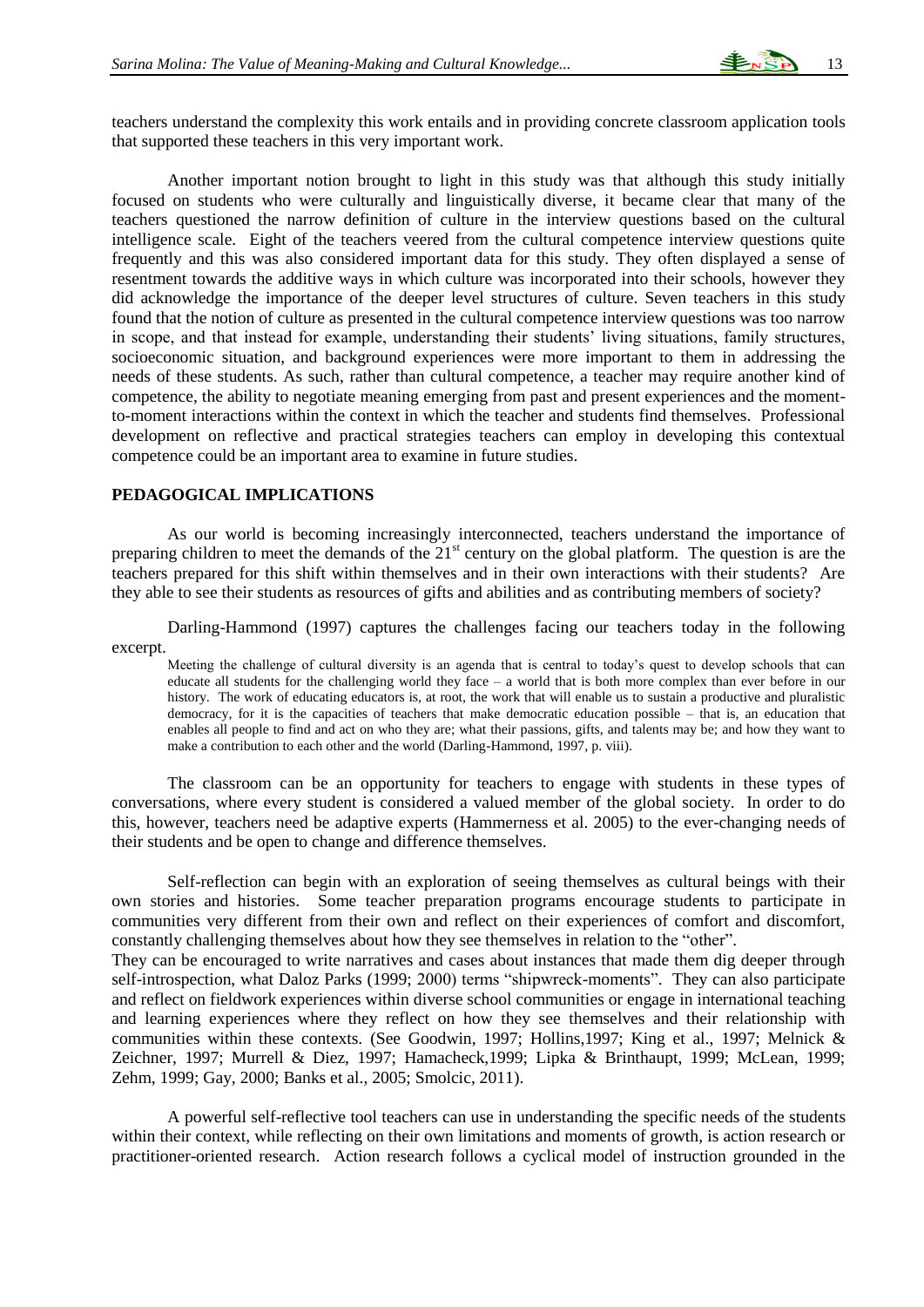teachers understand the complexity this work entails and in providing concrete classroom application tools that supported these teachers in this very important work.

Another important notion brought to light in this study was that although this study initially focused on students who were culturally and linguistically diverse, it became clear that many of the teachers questioned the narrow definition of culture in the interview questions based on the cultural intelligence scale. Eight of the teachers veered from the cultural competence interview questions quite frequently and this was also considered important data for this study. They often displayed a sense of resentment towards the additive ways in which culture was incorporated into their schools, however they did acknowledge the importance of the deeper level structures of culture. Seven teachers in this study found that the notion of culture as presented in the cultural competence interview questions was too narrow in scope, and that instead for example, understanding their students' living situations, family structures, socioeconomic situation, and background experiences were more important to them in addressing the needs of these students. As such, rather than cultural competence, a teacher may require another kind of competence, the ability to negotiate meaning emerging from past and present experiences and the moment-to-moment interactions within the context in which the teacher and students find themselves. Professional development on reflective and practical strategies teachers can employ in developing this contextual competence could be an important area to examine in future studies.

## PEDAGOGICAL IMPLICATIONS

As our world is becoming increasingly interconnected, teachers understand the importance of preparing children to meet the demands of the 21st century on the global platform. The question is are the teachers prepared for this shift within themselves and in their own interactions with their students? Are they able to see their students as resources of gifts and abilities and as contributing members of society?

Darling-Hammond (1997) captures the challenges facing our teachers today in the following excerpt.

> Meeting the challenge of cultural diversity is an agenda that is central to today's quest to develop schools that can educate all students for the challenging world they face – a world that is both more complex than ever before in our history. The work of educating educators is, at root, the work that will enable us to sustain a productive and pluralistic democracy, for it is the capacities of teachers that make democratic education possible – that is, an education that enables all people to find and act on who they are; what their passions, gifts, and talents may be; and how they want to make a contribution to each other and the world (Darling-Hammond, 1997, p. viii).

The classroom can be an opportunity for teachers to engage with students in these types of conversations, where every student is considered a valued member of the global society. In order to do this, however, teachers need be adaptive experts (Hammerness et al. 2005) to the ever-changing needs of their students and be open to change and difference themselves.

Self-reflection can begin with an exploration of seeing themselves as cultural beings with their own stories and histories. Some teacher preparation programs encourage students to participate in communities very different from their own and reflect on their experiences of comfort and discomfort, constantly challenging themselves about how they see themselves in relation to the "other".
They can be encouraged to write narratives and cases about instances that made them dig deeper through self-introspection, what Daloz Parks (1999; 2000) terms "shipwreck-moments". They can also participate and reflect on fieldwork experiences within diverse school communities or engage in international teaching and learning experiences where they reflect on how they see themselves and their relationship with communities within these contexts. (See Goodwin, 1997; Hollins,1997; King et al., 1997; Melnick & Zeichner, 1997; Murrell & Diez, 1997; Hamacheck,1999; Lipka & Brinthaupt, 1999; McLean, 1999; Zehm, 1999; Gay, 2000; Banks et al., 2005; Smolcic, 2011).

A powerful self-reflective tool teachers can use in understanding the specific needs of the students within their context, while reflecting on their own limitations and moments of growth, is action research or practitioner-oriented research. Action research follows a cyclical model of instruction grounded in the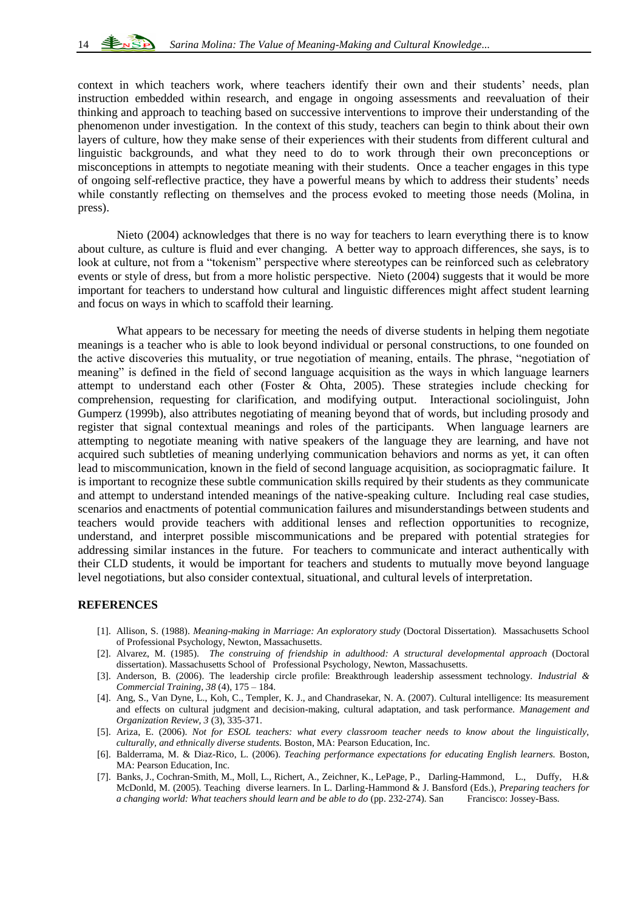context in which teachers work, where teachers identify their own and their students' needs, plan instruction embedded within research, and engage in ongoing assessments and reevaluation of their thinking and approach to teaching based on successive interventions to improve their understanding of the phenomenon under investigation. In the context of this study, teachers can begin to think about their own layers of culture, how they make sense of their experiences with their students from different cultural and linguistic backgrounds, and what they need to do to work through their own preconceptions or misconceptions in attempts to negotiate meaning with their students. Once a teacher engages in this type of ongoing self-reflective practice, they have a powerful means by which to address their students' needs while constantly reflecting on themselves and the process evoked to meeting those needs (Molina, in press).

Nieto (2004) acknowledges that there is no way for teachers to learn everything there is to know about culture, as culture is fluid and ever changing. A better way to approach differences, she says, is to look at culture, not from a "tokenism" perspective where stereotypes can be reinforced such as celebratory events or style of dress, but from a more holistic perspective. Nieto (2004) suggests that it would be more important for teachers to understand how cultural and linguistic differences might affect student learning and focus on ways in which to scaffold their learning.

What appears to be necessary for meeting the needs of diverse students in helping them negotiate meanings is a teacher who is able to look beyond individual or personal constructions, to one founded on the active discoveries this mutuality, or true negotiation of meaning, entails. The phrase, "negotiation of meaning" is defined in the field of second language acquisition as the ways in which language learners attempt to understand each other (Foster & Ohta, 2005). These strategies include checking for comprehension, requesting for clarification, and modifying output. Interactional sociolinguist, John Gumperz (1999b), also attributes negotiating of meaning beyond that of words, but including prosody and register that signal contextual meanings and roles of the participants. When language learners are attempting to negotiate meaning with native speakers of the language they are learning, and have not acquired such subtleties of meaning underlying communication behaviors and norms as yet, it can often lead to miscommunication, known in the field of second language acquisition, as sociopragmatic failure. It is important to recognize these subtle communication skills required by their students as they communicate and attempt to understand intended meanings of the native-speaking culture. Including real case studies, scenarios and enactments of potential communication failures and misunderstandings between students and teachers would provide teachers with additional lenses and reflection opportunities to recognize, understand, and interpret possible miscommunications and be prepared with potential strategies for addressing similar instances in the future. For teachers to communicate and interact authentically with their CLD students, it would be important for teachers and students to mutually move beyond language level negotiations, but also consider contextual, situational, and cultural levels of interpretation.

## REFERENCES

[1]. Allison, S. (1988). *Meaning-making in Marriage: An exploratory study* (Doctoral Dissertation). Massachusetts School of Professional Psychology, Newton, Massachusetts.

[2]. Alvarez, M. (1985). *The construing of friendship in adulthood: A structural developmental approach* (Doctoral dissertation). Massachusetts School of Professional Psychology, Newton, Massachusetts.

[3]. Anderson, B. (2006). The leadership circle profile: Breakthrough leadership assessment technology. *Industrial & Commercial Training, 38* (4), 175 – 184.

[4]. Ang, S., Van Dyne, L., Koh, C., Templer, K. J., and Chandrasekar, N. A. (2007). Cultural intelligence: Its measurement and effects on cultural judgment and decision-making, cultural adaptation, and task performance. *Management and Organization Review, 3* (3), 335-371.

[5]. Ariza, E. (2006). *Not for ESOL teachers: what every classroom teacher needs to know about the linguistically, culturally, and ethnically diverse students.* Boston, MA: Pearson Education, Inc.

[6]. Balderrama, M. & Diaz-Rico, L. (2006). *Teaching performance expectations for educating English learners.* Boston, MA: Pearson Education, Inc.

[7]. Banks, J., Cochran-Smith, M., Moll, L., Richert, A., Zeichner, K., LePage, P., Darling-Hammond, L., Duffy, H.& McDonld, M. (2005). Teaching diverse learners. In L. Darling-Hammond & J. Bansford (Eds.), *Preparing teachers for a changing world: What teachers should learn and be able to do* (pp. 232-274). San Francisco: Jossey-Bass.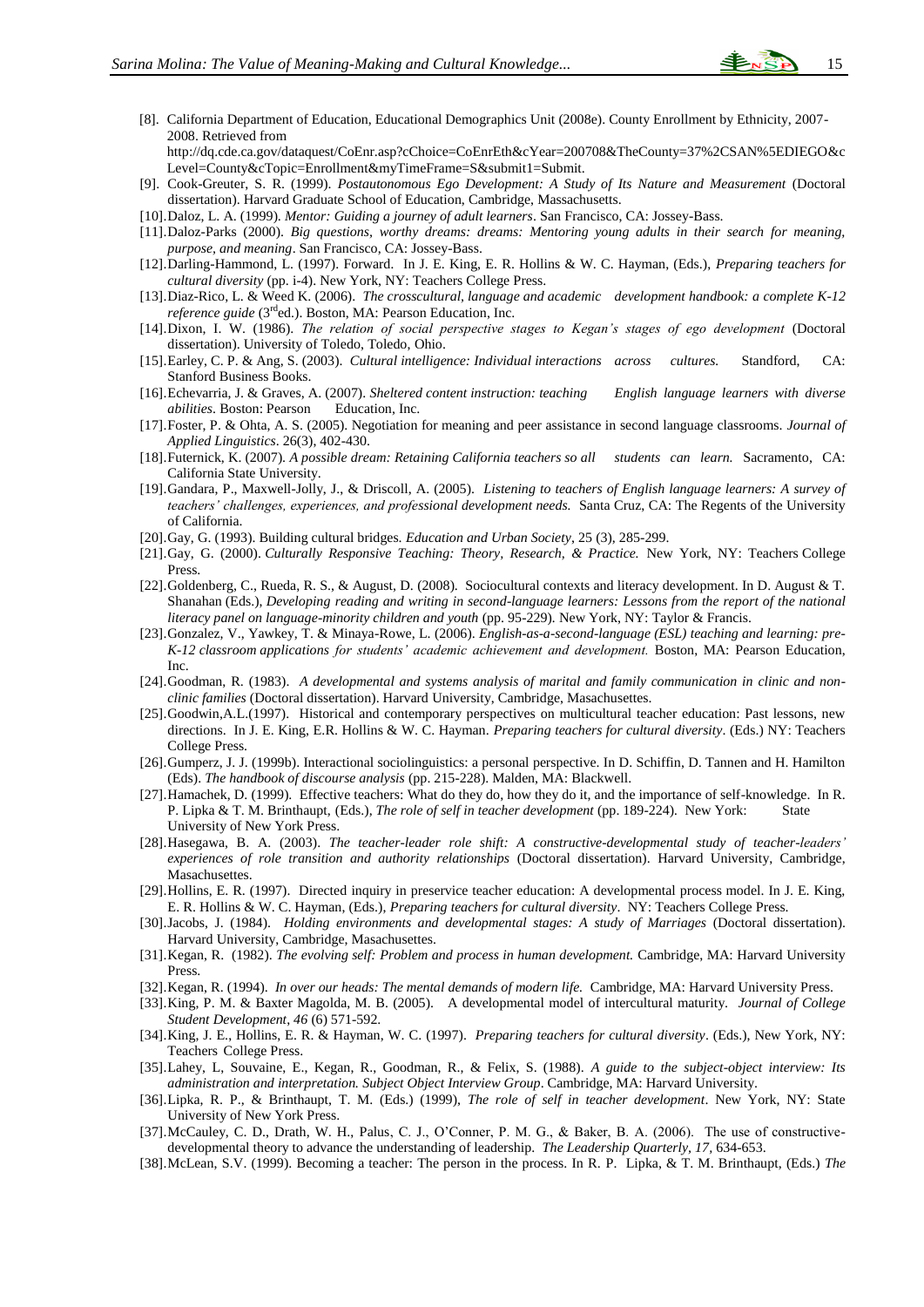[8]. California Department of Education, Educational Demographics Unit (2008e). County Enrollment by Ethnicity, 2007-2008. Retrieved from http://dq.cde.ca.gov/dataquest/CoEnr.asp?cChoice=CoEnrEth&cYear=200708&TheCounty=37%2CSAN%5EDIEGO&cLevel=County&cTopic=Enrollment&myTimeFrame=S&submit1=Submit.

[9]. Cook-Greuter, S. R. (1999). *Postautonomous Ego Development: A Study of Its Nature and Measurement* (Doctoral dissertation). Harvard Graduate School of Education, Cambridge, Massachusetts.

[10]. Daloz, L. A. (1999). *Mentor: Guiding a journey of adult learners*. San Francisco, CA: Jossey-Bass.

[11]. Daloz-Parks (2000). *Big questions, worthy dreams: dreams: Mentoring young adults in their search for meaning, purpose, and meaning*. San Francisco, CA: Jossey-Bass.

[12]. Darling-Hammond, L. (1997). Forward. In J. E. King, E. R. Hollins & W. C. Hayman, (Eds.), *Preparing teachers for cultural diversity* (pp. i-4). New York, NY: Teachers College Press.

[13]. Diaz-Rico, L. & Weed K. (2006). *The crosscultural, language and academic development handbook: a complete K-12 reference guide* (3rd ed.). Boston, MA: Pearson Education, Inc.

[14]. Dixon, I. W. (1986). *The relation of social perspective stages to Kegan's stages of ego development* (Doctoral dissertation). University of Toledo, Toledo, Ohio.

[15]. Earley, C. P. & Ang, S. (2003). *Cultural intelligence: Individual interactions across cultures.* Standford, CA: Stanford Business Books.

[16]. Echevarria, J. & Graves, A. (2007). *Sheltered content instruction: teaching English language learners with diverse abilities*. Boston: Pearson Education, Inc.

[17]. Foster, P. & Ohta, A. S. (2005). Negotiation for meaning and peer assistance in second language classrooms. *Journal of Applied Linguistics*. 26(3), 402-430.

[18]. Futernick, K. (2007). *A possible dream: Retaining California teachers so all students can learn.* Sacramento, CA: California State University.

[19]. Gandara, P., Maxwell-Jolly, J., & Driscoll, A. (2005). *Listening to teachers of English language learners: A survey of teachers' challenges, experiences, and professional development needs.* Santa Cruz, CA: The Regents of the University of California.

[20]. Gay, G. (1993). Building cultural bridges. *Education and Urban Society*, 25 (3), 285-299.

[21]. Gay, G. (2000). *Culturally Responsive Teaching: Theory, Research, & Practice.* New York, NY: Teachers College Press.

[22]. Goldenberg, C., Rueda, R. S., & August, D. (2008). Sociocultural contexts and literacy development. In D. August & T. Shanahan (Eds.), *Developing reading and writing in second-language learners: Lessons from the report of the national literacy panel on language-minority children and youth* (pp. 95-229). New York, NY: Taylor & Francis.

[23]. Gonzalez, V., Yawkey, T. & Minaya-Rowe, L. (2006). *English-as-a-second-language (ESL) teaching and learning: pre-K-12 classroom applications for students' academic achievement and development.* Boston, MA: Pearson Education, Inc.

[24]. Goodman, R. (1983). *A developmental and systems analysis of marital and family communication in clinic and non-clinic families* (Doctoral dissertation). Harvard University, Cambridge, Masachusettes.

[25]. Goodwin,A.L.(1997). Historical and contemporary perspectives on multicultural teacher education: Past lessons, new directions. In J. E. King, E.R. Hollins & W. C. Hayman. *Preparing teachers for cultural diversity*. (Eds.) NY: Teachers College Press.

[26]. Gumperz, J. J. (1999b). Interactional sociolinguistics: a personal perspective. In D. Schiffin, D. Tannen and H. Hamilton (Eds). *The handbook of discourse analysis* (pp. 215-228). Malden, MA: Blackwell.

[27]. Hamachek, D. (1999). Effective teachers: What do they do, how they do it, and the importance of self-knowledge. In R. P. Lipka & T. M. Brinthaupt, (Eds.), *The role of self in teacher development* (pp. 189-224). New York: State University of New York Press.

[28]. Hasegawa, B. A. (2003). *The teacher-leader role shift: A constructive-developmental study of teacher-leaders' experiences of role transition and authority relationships* (Doctoral dissertation). Harvard University, Cambridge, Masachusettes.

[29]. Hollins, E. R. (1997). Directed inquiry in preservice teacher education: A developmental process model. In J. E. King, E. R. Hollins & W. C. Hayman, (Eds.), *Preparing teachers for cultural diversity*. NY: Teachers College Press.

[30]. Jacobs, J. (1984). *Holding environments and developmental stages: A study of Marriages* (Doctoral dissertation). Harvard University, Cambridge, Masachusettes.

[31]. Kegan, R. (1982). *The evolving self: Problem and process in human development.* Cambridge, MA: Harvard University Press.

[32]. Kegan, R. (1994). *In over our heads: The mental demands of modern life.* Cambridge, MA: Harvard University Press.

[33]. King, P. M. & Baxter Magolda, M. B. (2005). A developmental model of intercultural maturity. *Journal of College Student Development*, *46* (6) 571-592.

[34]. King, J. E., Hollins, E. R. & Hayman, W. C. (1997). *Preparing teachers for cultural diversity*. (Eds.), New York, NY: Teachers College Press.

[35]. Lahey, L, Souvaine, E., Kegan, R., Goodman, R., & Felix, S. (1988). *A guide to the subject-object interview: Its administration and interpretation. Subject Object Interview Group*. Cambridge, MA: Harvard University.

[36]. Lipka, R. P., & Brinthaupt, T. M. (Eds.) (1999), *The role of self in teacher development*. New York, NY: State University of New York Press.

[37]. McCauley, C. D., Drath, W. H., Palus, C. J., O'Conner, P. M. G., & Baker, B. A. (2006). The use of constructive-developmental theory to advance the understanding of leadership. *The Leadership Quarterly*, *17*, 634-653.

[38]. McLean, S.V. (1999). Becoming a teacher: The person in the process. In R. P. Lipka, & T. M. Brinthaupt, (Eds.) *The*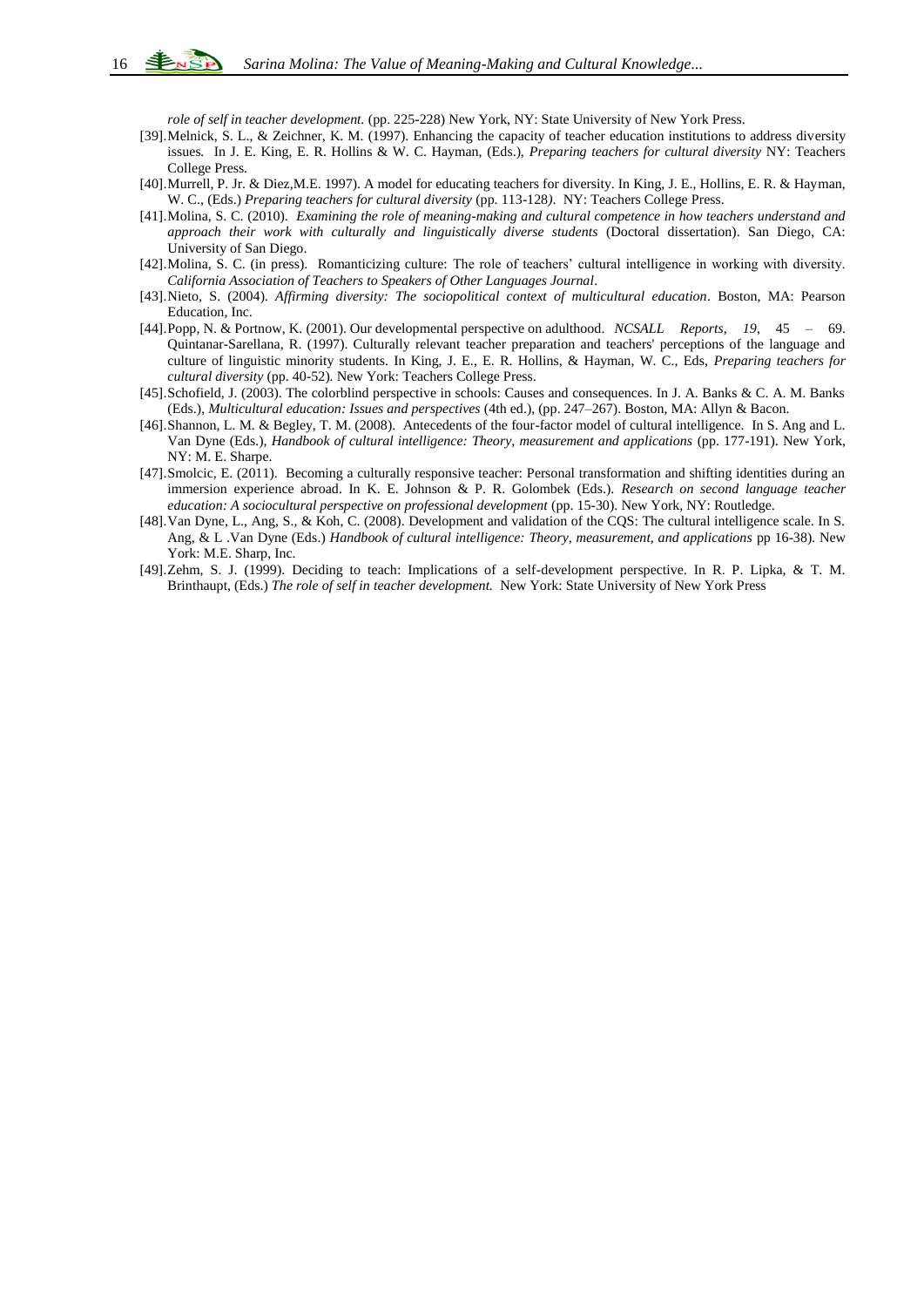*role of self in teacher development.* (pp. 225-228) New York, NY: State University of New York Press.

[39].Melnick, S. L., & Zeichner, K. M. (1997). Enhancing the capacity of teacher education institutions to address diversity issues. In J. E. King, E. R. Hollins & W. C. Hayman, (Eds.), *Preparing teachers for cultural diversity* NY: Teachers College Press.

[40].Murrell, P. Jr. & Diez,M.E. 1997). A model for educating teachers for diversity. In King, J. E., Hollins, E. R. & Hayman, W. C., (Eds.) *Preparing teachers for cultural diversity* (pp. 113-128). NY: Teachers College Press.

[41].Molina, S. C. (2010). *Examining the role of meaning-making and cultural competence in how teachers understand and approach their work with culturally and linguistically diverse students* (Doctoral dissertation). San Diego, CA: University of San Diego.

[42].Molina, S. C. (in press). Romanticizing culture: The role of teachers' cultural intelligence in working with diversity. *California Association of Teachers to Speakers of Other Languages Journal*.

[43].Nieto, S. (2004). *Affirming diversity: The sociopolitical context of multicultural education*. Boston, MA: Pearson Education, Inc.

[44].Popp, N. & Portnow, K. (2001). Our developmental perspective on adulthood. *NCSALL Reports, 19*, 45 – 69. Quintanar-Sarellana, R. (1997). Culturally relevant teacher preparation and teachers' perceptions of the language and culture of linguistic minority students. In King, J. E., E. R. Hollins, & Hayman, W. C., Eds, *Preparing teachers for cultural diversity* (pp. 40-52). New York: Teachers College Press.

[45].Schofield, J. (2003). The colorblind perspective in schools: Causes and consequences. In J. A. Banks & C. A. M. Banks (Eds.), *Multicultural education: Issues and perspectives* (4th ed.), (pp. 247–267). Boston, MA: Allyn & Bacon.

[46].Shannon, L. M. & Begley, T. M. (2008). Antecedents of the four-factor model of cultural intelligence. In S. Ang and L. Van Dyne (Eds.), *Handbook of cultural intelligence: Theory, measurement and applications* (pp. 177-191). New York, NY: M. E. Sharpe.

[47].Smolcic, E. (2011). Becoming a culturally responsive teacher: Personal transformation and shifting identities during an immersion experience abroad. In K. E. Johnson & P. R. Golombek (Eds.). *Research on second language teacher education: A sociocultural perspective on professional development* (pp. 15-30). New York, NY: Routledge.

[48].Van Dyne, L., Ang, S., & Koh, C. (2008). Development and validation of the CQS: The cultural intelligence scale. In S. Ang, & L .Van Dyne (Eds.) *Handbook of cultural intelligence: Theory, measurement, and applications* pp 16-38). New York: M.E. Sharp, Inc.

[49].Zehm, S. J. (1999). Deciding to teach: Implications of a self-development perspective. In R. P. Lipka, & T. M. Brinthaupt, (Eds.) *The role of self in teacher development.* New York: State University of New York Press